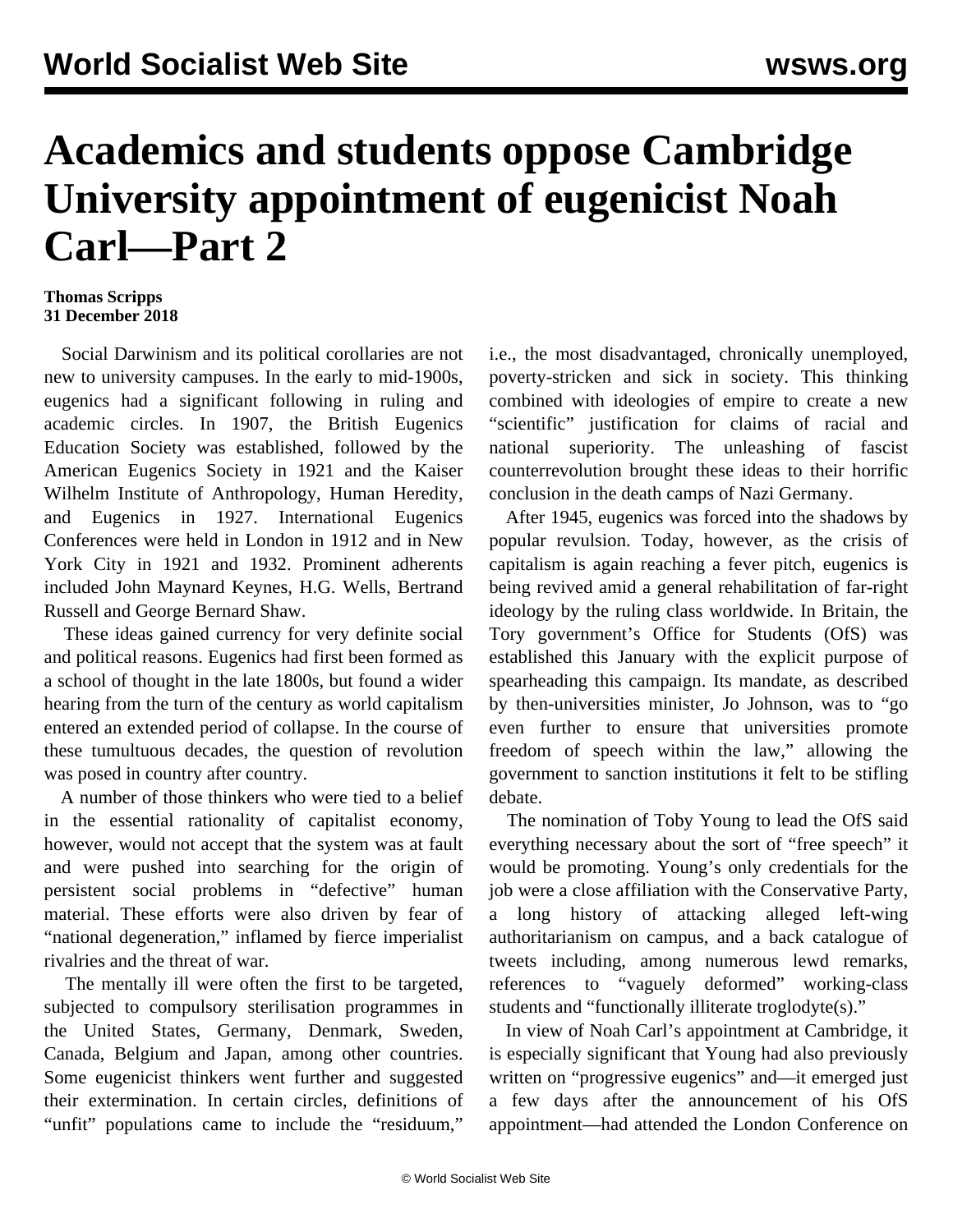# Academics and students oppose Cambridge University appointment of eugenicist Noah Carl—Part 2

**Thomas Scripps**
**31 December 2018**

Social Darwinism and its political corollaries are not new to university campuses. In the early to mid-1900s, eugenics had a significant following in ruling and academic circles. In 1907, the British Eugenics Education Society was established, followed by the American Eugenics Society in 1921 and the Kaiser Wilhelm Institute of Anthropology, Human Heredity, and Eugenics in 1927. International Eugenics Conferences were held in London in 1912 and in New York City in 1921 and 1932. Prominent adherents included John Maynard Keynes, H.G. Wells, Bertrand Russell and George Bernard Shaw.

These ideas gained currency for very definite social and political reasons. Eugenics had first been formed as a school of thought in the late 1800s, but found a wider hearing from the turn of the century as world capitalism entered an extended period of collapse. In the course of these tumultuous decades, the question of revolution was posed in country after country.

A number of those thinkers who were tied to a belief in the essential rationality of capitalist economy, however, would not accept that the system was at fault and were pushed into searching for the origin of persistent social problems in "defective" human material. These efforts were also driven by fear of "national degeneration," inflamed by fierce imperialist rivalries and the threat of war.

The mentally ill were often the first to be targeted, subjected to compulsory sterilisation programmes in the United States, Germany, Denmark, Sweden, Canada, Belgium and Japan, among other countries. Some eugenicist thinkers went further and suggested their extermination. In certain circles, definitions of "unfit" populations came to include the "residuum," i.e., the most disadvantaged, chronically unemployed, poverty-stricken and sick in society. This thinking combined with ideologies of empire to create a new "scientific" justification for claims of racial and national superiority. The unleashing of fascist counterrevolution brought these ideas to their horrific conclusion in the death camps of Nazi Germany.

After 1945, eugenics was forced into the shadows by popular revulsion. Today, however, as the crisis of capitalism is again reaching a fever pitch, eugenics is being revived amid a general rehabilitation of far-right ideology by the ruling class worldwide. In Britain, the Tory government's Office for Students (OfS) was established this January with the explicit purpose of spearheading this campaign. Its mandate, as described by then-universities minister, Jo Johnson, was to "go even further to ensure that universities promote freedom of speech within the law," allowing the government to sanction institutions it felt to be stifling debate.

The nomination of Toby Young to lead the OfS said everything necessary about the sort of "free speech" it would be promoting. Young's only credentials for the job were a close affiliation with the Conservative Party, a long history of attacking alleged left-wing authoritarianism on campus, and a back catalogue of tweets including, among numerous lewd remarks, references to "vaguely deformed" working-class students and "functionally illiterate troglodyte(s)."

In view of Noah Carl's appointment at Cambridge, it is especially significant that Young had also previously written on "progressive eugenics" and—it emerged just a few days after the announcement of his OfS appointment—had attended the London Conference on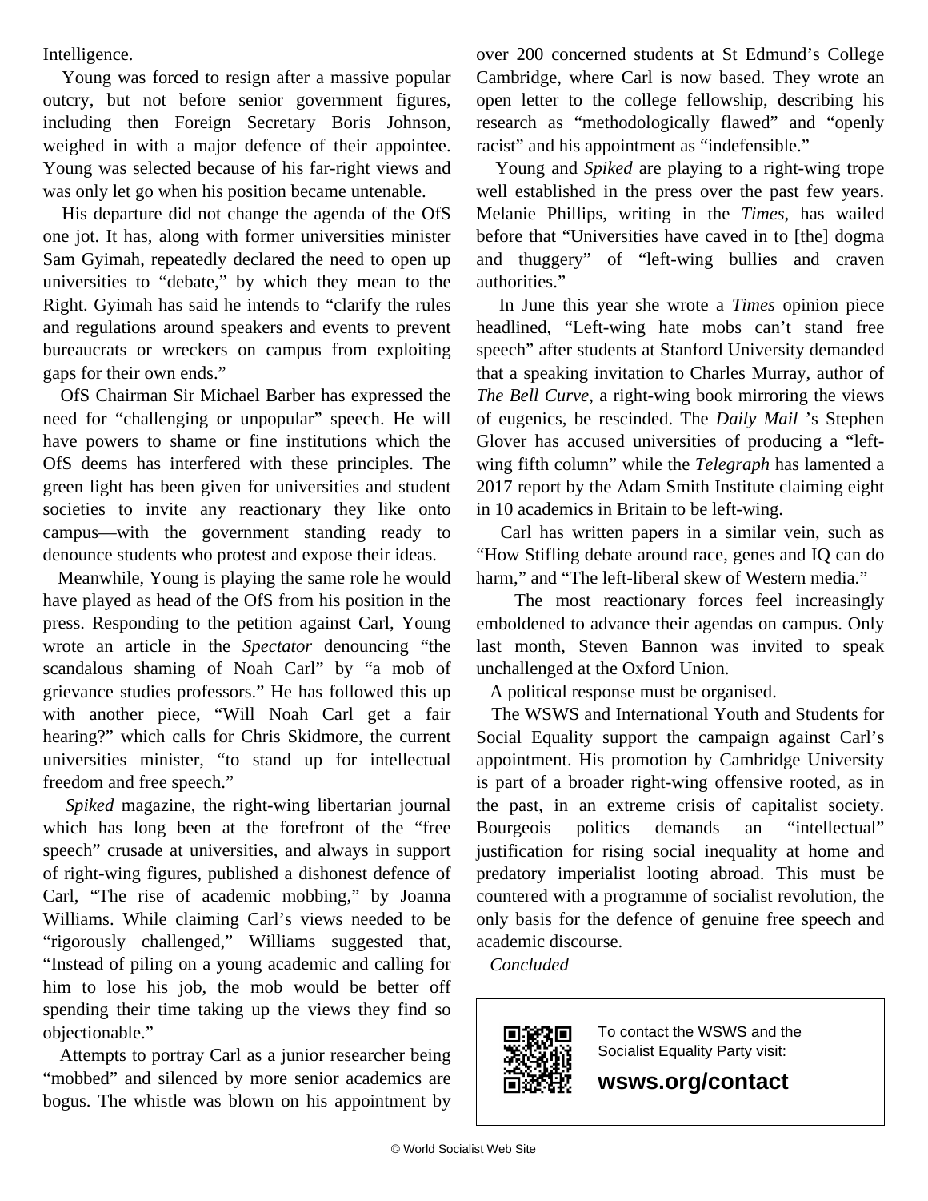Intelligence.

Young was forced to resign after a massive popular outcry, but not before senior government figures, including then Foreign Secretary Boris Johnson, weighed in with a major defence of their appointee. Young was selected because of his far-right views and was only let go when his position became untenable.

His departure did not change the agenda of the OfS one jot. It has, along with former universities minister Sam Gyimah, repeatedly declared the need to open up universities to "debate," by which they mean to the Right. Gyimah has said he intends to "clarify the rules and regulations around speakers and events to prevent bureaucrats or wreckers on campus from exploiting gaps for their own ends."

OfS Chairman Sir Michael Barber has expressed the need for "challenging or unpopular" speech. He will have powers to shame or fine institutions which the OfS deems has interfered with these principles. The green light has been given for universities and student societies to invite any reactionary they like onto campus—with the government standing ready to denounce students who protest and expose their ideas.

Meanwhile, Young is playing the same role he would have played as head of the OfS from his position in the press. Responding to the petition against Carl, Young wrote an article in the *Spectator* denouncing "the scandalous shaming of Noah Carl" by "a mob of grievance studies professors." He has followed this up with another piece, "Will Noah Carl get a fair hearing?" which calls for Chris Skidmore, the current universities minister, "to stand up for intellectual freedom and free speech."

*Spiked* magazine, the right-wing libertarian journal which has long been at the forefront of the "free speech" crusade at universities, and always in support of right-wing figures, published a dishonest defence of Carl, "The rise of academic mobbing," by Joanna Williams. While claiming Carl's views needed to be "rigorously challenged," Williams suggested that, "Instead of piling on a young academic and calling for him to lose his job, the mob would be better off spending their time taking up the views they find so objectionable."

Attempts to portray Carl as a junior researcher being "mobbed" and silenced by more senior academics are bogus. The whistle was blown on his appointment by over 200 concerned students at St Edmund's College Cambridge, where Carl is now based. They wrote an open letter to the college fellowship, describing his research as "methodologically flawed" and "openly racist" and his appointment as "indefensible."

Young and *Spiked* are playing to a right-wing trope well established in the press over the past few years. Melanie Phillips, writing in the *Times*, has wailed before that "Universities have caved in to [the] dogma and thuggery" of "left-wing bullies and craven authorities."

In June this year she wrote a *Times* opinion piece headlined, "Left-wing hate mobs can't stand free speech" after students at Stanford University demanded that a speaking invitation to Charles Murray, author of *The Bell Curve*, a right-wing book mirroring the views of eugenics, be rescinded. The *Daily Mail* 's Stephen Glover has accused universities of producing a "left-wing fifth column" while the *Telegraph* has lamented a 2017 report by the Adam Smith Institute claiming eight in 10 academics in Britain to be left-wing.

Carl has written papers in a similar vein, such as "How Stifling debate around race, genes and IQ can do harm," and "The left-liberal skew of Western media."

The most reactionary forces feel increasingly emboldened to advance their agendas on campus. Only last month, Steven Bannon was invited to speak unchallenged at the Oxford Union.

A political response must be organised.

The WSWS and International Youth and Students for Social Equality support the campaign against Carl's appointment. His promotion by Cambridge University is part of a broader right-wing offensive rooted, as in the past, in an extreme crisis of capitalist society. Bourgeois politics demands an "intellectual" justification for rising social inequality at home and predatory imperialist looting abroad. This must be countered with a programme of socialist revolution, the only basis for the defence of genuine free speech and academic discourse.

*Concluded*

To contact the WSWS and the Socialist Equality Party visit:

**wsws.org/contact**